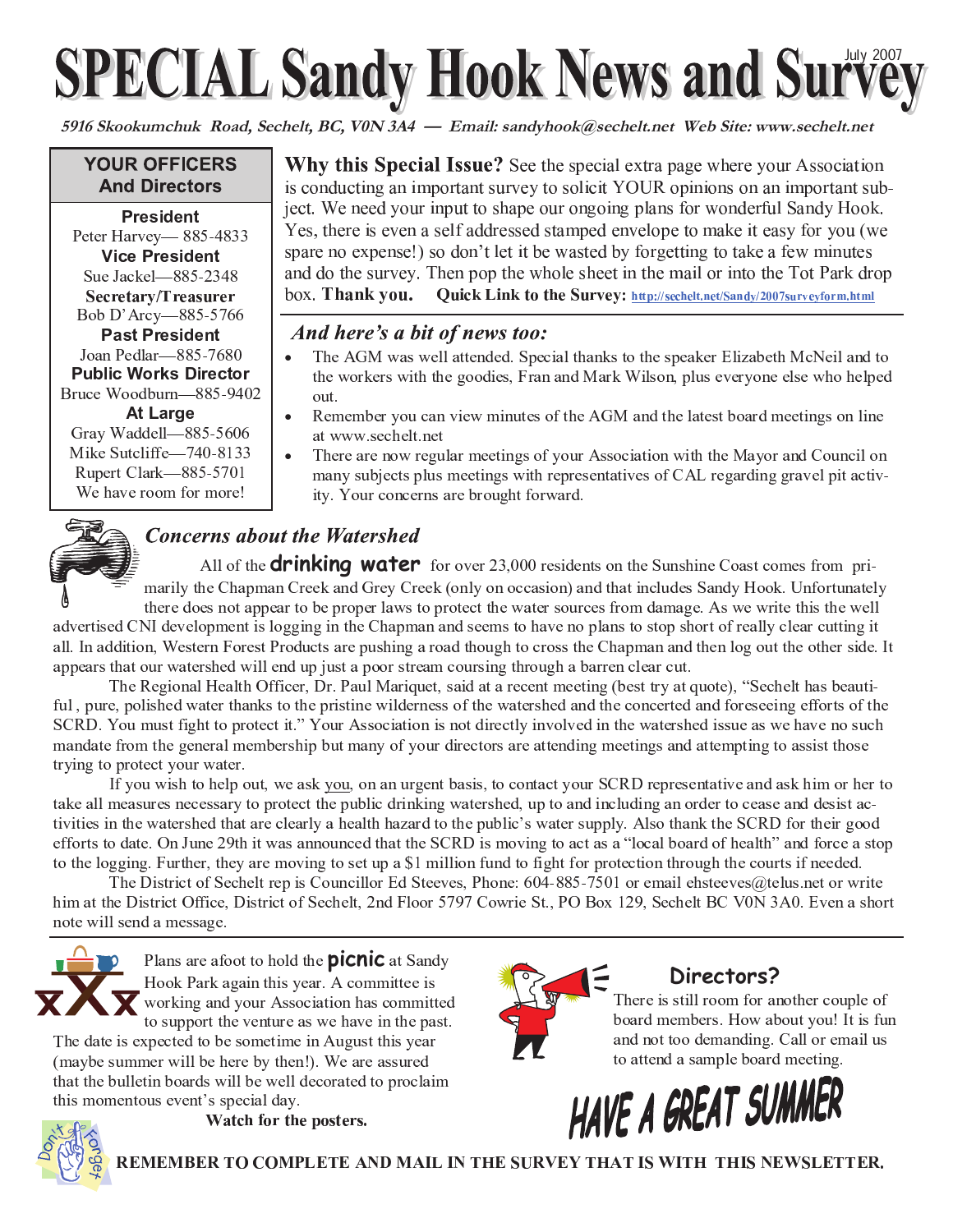# SPECIAL Sandy Hook News and Survey

July 2007

**5916 Skookumchuk Road, Sechelt, BC, V0N 3A4 — Email: sandyhook@sechelt.net Web Site: www.sechelt.net**

## YOUR OFFICERS And Directors

**President**
Peter Harvey— 885-4833

**Vice President**
Sue Jackel—885-2348

**Secretary/Treasurer**
Bob D'Arcy—885-5766

**Past President**
Joan Pedlar—885-7680

**Public Works Director**
Bruce Woodburn—885-9402

**At Large**
Gray Waddell—885-5606
Mike Sutcliffe—740-8133
Rupert Clark—885-5701

We have room for more!

**Why this Special Issue?** See the special extra page where your Association is conducting an important survey to solicit YOUR opinions on an important subject. We need your input to shape our ongoing plans for wonderful Sandy Hook. Yes, there is even a self addressed stamped envelope to make it easy for you (we spare no expense!) so don't let it be wasted by forgetting to take a few minutes and do the survey. Then pop the whole sheet in the mail or into the Tot Park drop box. **Thank you.** **Quick Link to the Survey:** http://sechelt.net/Sandy/2007surveyform.html

### *And here's a bit of news too:*

- The AGM was well attended. Special thanks to the speaker Elizabeth McNeil and to the workers with the goodies, Fran and Mark Wilson, plus everyone else who helped out.
- Remember you can view minutes of the AGM and the latest board meetings on line at www.sechelt.net
- There are now regular meetings of your Association with the Mayor and Council on many subjects plus meetings with representatives of CAL regarding gravel pit activity. Your concerns are brought forward.

### *Concerns about the Watershed*

All of the **drinking water** for over 23,000 residents on the Sunshine Coast comes from primarily the Chapman Creek and Grey Creek (only on occasion) and that includes Sandy Hook. Unfortunately there does not appear to be proper laws to protect the water sources from damage. As we write this the well advertised CNI development is logging in the Chapman and seems to have no plans to stop short of really clear cutting it all. In addition, Western Forest Products are pushing a road though to cross the Chapman and then log out the other side. It appears that our watershed will end up just a poor stream coursing through a barren clear cut.

The Regional Health Officer, Dr. Paul Mariquet, said at a recent meeting (best try at quote), "Sechelt has beautiful , pure, polished water thanks to the pristine wilderness of the watershed and the concerted and foreseeing efforts of the SCRD. You must fight to protect it." Your Association is not directly involved in the watershed issue as we have no such mandate from the general membership but many of your directors are attending meetings and attempting to assist those trying to protect your water.

If you wish to help out, we ask you, on an urgent basis, to contact your SCRD representative and ask him or her to take all measures necessary to protect the public drinking watershed, up to and including an order to cease and desist activities in the watershed that are clearly a health hazard to the public's water supply. Also thank the SCRD for their good efforts to date. On June 29th it was announced that the SCRD is moving to act as a "local board of health" and force a stop to the logging. Further, they are moving to set up a $1 million fund to fight for protection through the courts if needed.

The District of Sechelt rep is Councillor Ed Steeves, Phone: 604-885-7501 or email ehsteeves@telus.net or write him at the District Office, District of Sechelt, 2nd Floor 5797 Cowrie St., PO Box 129, Sechelt BC V0N 3A0. Even a short note will send a message.

Plans are afoot to hold the **picnic** at Sandy Hook Park again this year. A committee is working and your Association has committed to support the venture as we have in the past. The date is expected to be sometime in August this year (maybe summer will be here by then!). We are assured that the bulletin boards will be well decorated to proclaim this momentous event's special day.

**Watch for the posters.**

### Directors?

There is still room for another couple of board members. How about you! It is fun and not too demanding. Call or email us to attend a sample board meeting.

**HAVE A GREAT SUMMER**

**REMEMBER TO COMPLETE AND MAIL IN THE SURVEY THAT IS WITH THIS NEWSLETTER.**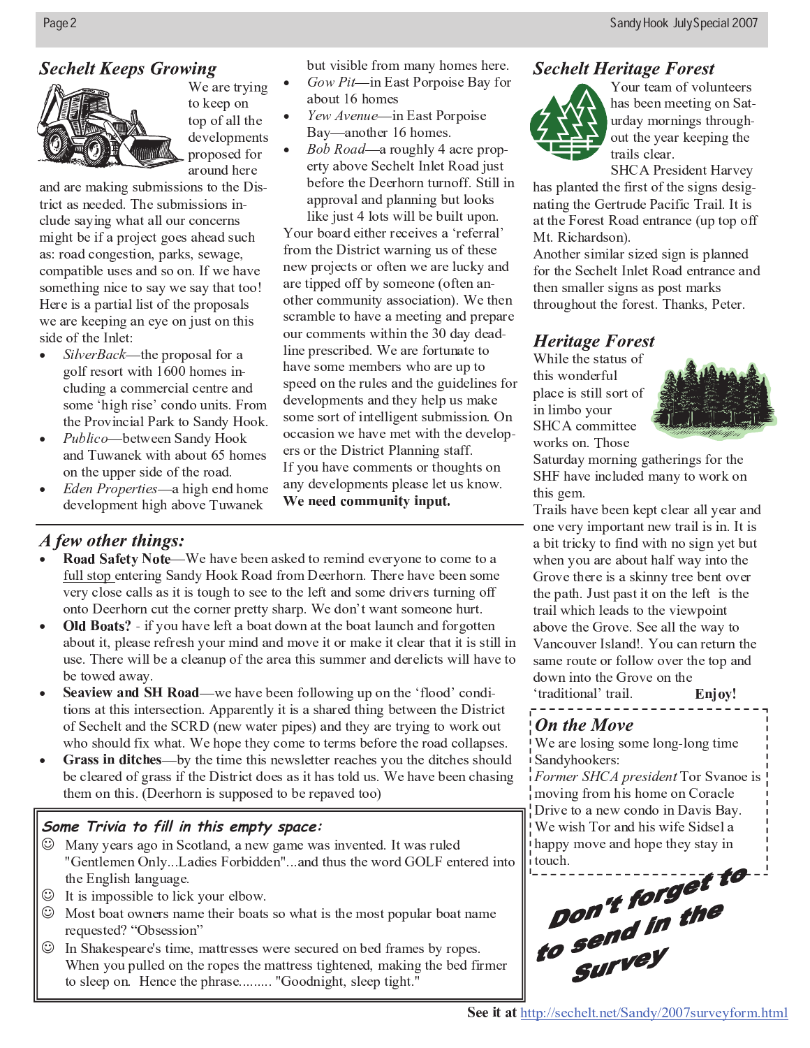## Sechelt Keeps Growing

We are trying to keep on top of all the developments proposed for around here and are making submissions to the District as needed. The submissions include saying what all our concerns might be if a project goes ahead such as: road congestion, parks, sewage, compatible uses and so on. If we have something nice to say we say that too! Here is a partial list of the proposals we are keeping an eye on just on this side of the Inlet:

- *SilverBack*—the proposal for a golf resort with 1600 homes including a commercial centre and some 'high rise' condo units. From the Provincial Park to Sandy Hook.
- *Publico*—between Sandy Hook and Tuwanek with about 65 homes on the upper side of the road.
- *Eden Properties*—a high end home development high above Tuwanek but visible from many homes here.
- *Gow Pit*—in East Porpoise Bay for about 16 homes
- *Yew Avenue*—in East Porpoise Bay—another 16 homes.
- *Bob Road*—a roughly 4 acre property above Sechelt Inlet Road just before the Deerhorn turnoff. Still in approval and planning but looks like just 4 lots will be built upon.

Your board either receives a 'referral' from the District warning us of these new projects or often we are lucky and are tipped off by someone (often another community association). We then scramble to have a meeting and prepare our comments within the 30 day deadline prescribed. We are fortunate to have some members who are up to speed on the rules and the guidelines for developments and they help us make some sort of intelligent submission. On occasion we have met with the developers or the District Planning staff.
If you have comments or thoughts on any developments please let us know.
**We need community input.**

## A few other things:

- **Road Safety Note**—We have been asked to remind everyone to come to a full stop entering Sandy Hook Road from Deerhorn. There have been some very close calls as it is tough to see to the left and some drivers turning off onto Deerhorn cut the corner pretty sharp. We don't want someone hurt.
- **Old Boats?** - if you have left a boat down at the boat launch and forgotten about it, please refresh your mind and move it or make it clear that it is still in use. There will be a cleanup of the area this summer and derelicts will have to be towed away.
- **Seaview and SH Road**—we have been following up on the 'flood' conditions at this intersection. Apparently it is a shared thing between the District of Sechelt and the SCRD (new water pipes) and they are trying to work out who should fix what. We hope they come to terms before the road collapses.
- **Grass in ditches**—by the time this newsletter reaches you the ditches should be cleared of grass if the District does as it has told us. We have been chasing them on this. (Deerhorn is supposed to be repaved too)

### *Some Trivia to fill in this empty space:*

☺ Many years ago in Scotland, a new game was invented. It was ruled "Gentlemen Only...Ladies Forbidden"...and thus the word GOLF entered into the English language.

☺ It is impossible to lick your elbow.

☺ Most boat owners name their boats so what is the most popular boat name requested? "Obsession"

☺ In Shakespeare's time, mattresses were secured on bed frames by ropes. When you pulled on the ropes the mattress tightened, making the bed firmer to sleep on. Hence the phrase......... "Goodnight, sleep tight."

## Sechelt Heritage Forest

Your team of volunteers has been meeting on Saturday mornings throughout the year keeping the trails clear.
SHCA President Harvey has planted the first of the signs designating the Gertrude Pacific Trail. It is at the Forest Road entrance (up top off Mt. Richardson).
Another similar sized sign is planned for the Sechelt Inlet Road entrance and then smaller signs as post marks throughout the forest. Thanks, Peter.

## Heritage Forest

While the status of this wonderful place is still sort of in limbo your SHCA committee works on. Those Saturday morning gatherings for the SHF have included many to work on this gem.
Trails have been kept clear all year and one very important new trail is in. It is a bit tricky to find with no sign yet but when you are about half way into the Grove there is a skinny tree bent over the path. Just past it on the left is the trail which leads to the viewpoint above the Grove. See all the way to Vancouver Island!. You can return the same route or follow over the top and down into the Grove on the 'traditional' trail. **Enjoy!**

## On the Move

We are losing some long-long time Sandyhookers:
*Former SHCA president* Tor Svanoe is moving from his home on Coracle Drive to a new condo in Davis Bay. We wish Tor and his wife Sidsel a happy move and hope they stay in touch.

**Don't forget to send in the Survey**

**See it at** http://sechelt.net/Sandy/2007surveyform.html